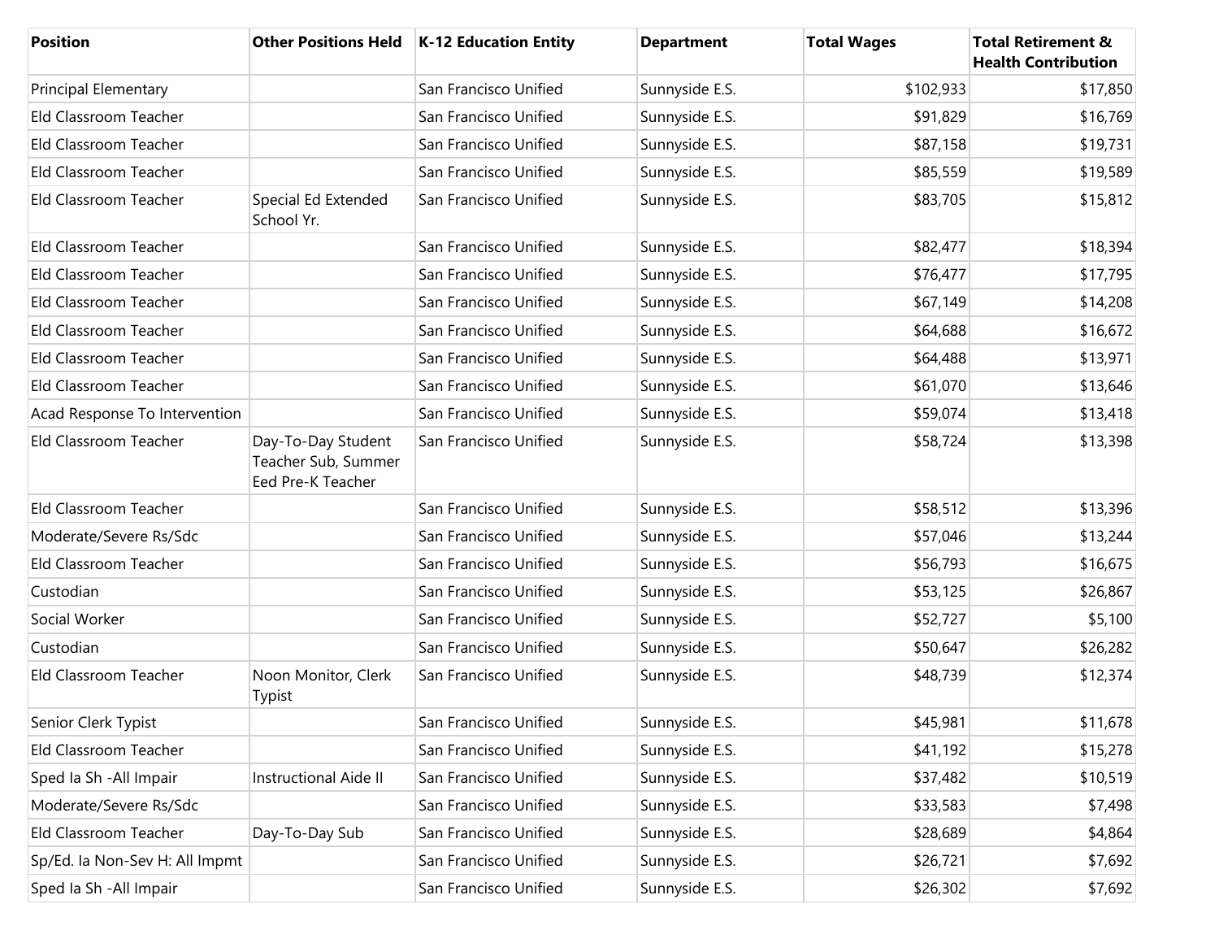| Position | Other Positions Held | K-12 Education Entity | Department | Total Wages | Total Retirement & Health Contribution |
|---|---|---|---|---|---|
| Principal Elementary | | San Francisco Unified | Sunnyside E.S. | $102,933 | $17,850 |
| Eld Classroom Teacher | | San Francisco Unified | Sunnyside E.S. | $91,829 | $16,769 |
| Eld Classroom Teacher | | San Francisco Unified | Sunnyside E.S. | $87,158 | $19,731 |
| Eld Classroom Teacher | | San Francisco Unified | Sunnyside E.S. | $85,559 | $19,589 |
| Eld Classroom Teacher | Special Ed Extended School Yr. | San Francisco Unified | Sunnyside E.S. | $83,705 | $15,812 |
| Eld Classroom Teacher | | San Francisco Unified | Sunnyside E.S. | $82,477 | $18,394 |
| Eld Classroom Teacher | | San Francisco Unified | Sunnyside E.S. | $76,477 | $17,795 |
| Eld Classroom Teacher | | San Francisco Unified | Sunnyside E.S. | $67,149 | $14,208 |
| Eld Classroom Teacher | | San Francisco Unified | Sunnyside E.S. | $64,688 | $16,672 |
| Eld Classroom Teacher | | San Francisco Unified | Sunnyside E.S. | $64,488 | $13,971 |
| Eld Classroom Teacher | | San Francisco Unified | Sunnyside E.S. | $61,070 | $13,646 |
| Acad Response To Intervention | | San Francisco Unified | Sunnyside E.S. | $59,074 | $13,418 |
| Eld Classroom Teacher | Day-To-Day Student Teacher Sub, Summer Eed Pre-K Teacher | San Francisco Unified | Sunnyside E.S. | $58,724 | $13,398 |
| Eld Classroom Teacher | | San Francisco Unified | Sunnyside E.S. | $58,512 | $13,396 |
| Moderate/Severe Rs/Sdc | | San Francisco Unified | Sunnyside E.S. | $57,046 | $13,244 |
| Eld Classroom Teacher | | San Francisco Unified | Sunnyside E.S. | $56,793 | $16,675 |
| Custodian | | San Francisco Unified | Sunnyside E.S. | $53,125 | $26,867 |
| Social Worker | | San Francisco Unified | Sunnyside E.S. | $52,727 | $5,100 |
| Custodian | | San Francisco Unified | Sunnyside E.S. | $50,647 | $26,282 |
| Eld Classroom Teacher | Noon Monitor, Clerk Typist | San Francisco Unified | Sunnyside E.S. | $48,739 | $12,374 |
| Senior Clerk Typist | | San Francisco Unified | Sunnyside E.S. | $45,981 | $11,678 |
| Eld Classroom Teacher | | San Francisco Unified | Sunnyside E.S. | $41,192 | $15,278 |
| Sped Ia Sh -All Impair | Instructional Aide II | San Francisco Unified | Sunnyside E.S. | $37,482 | $10,519 |
| Moderate/Severe Rs/Sdc | | San Francisco Unified | Sunnyside E.S. | $33,583 | $7,498 |
| Eld Classroom Teacher | Day-To-Day Sub | San Francisco Unified | Sunnyside E.S. | $28,689 | $4,864 |
| Sp/Ed. Ia Non-Sev H: All Impmt | | San Francisco Unified | Sunnyside E.S. | $26,721 | $7,692 |
| Sped Ia Sh -All Impair | | San Francisco Unified | Sunnyside E.S. | $26,302 | $7,692 |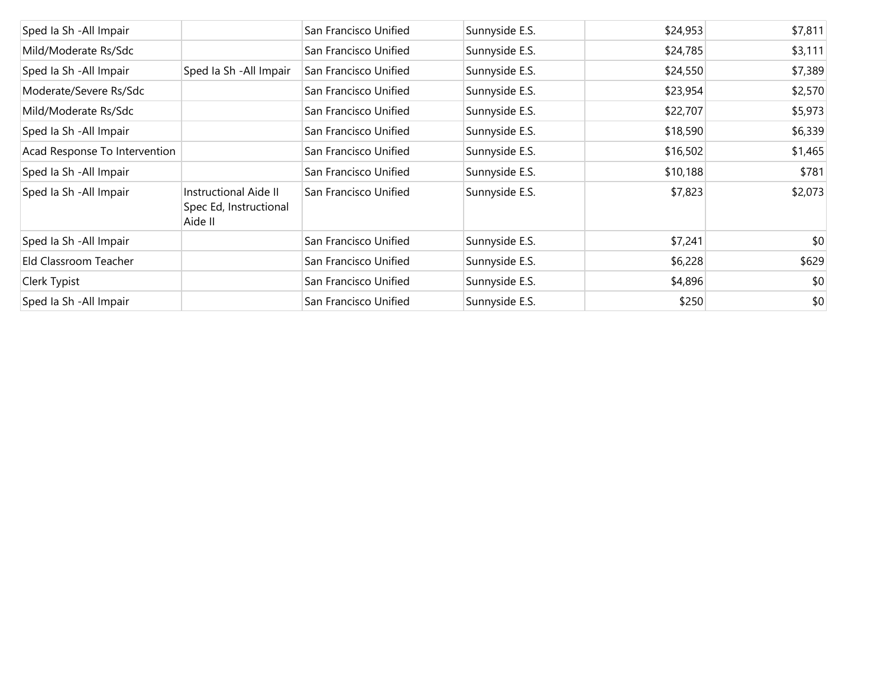| | | | | | |
|---|---|---|---|---|---|
| Sped Ia Sh -All Impair | | San Francisco Unified | Sunnyside E.S. | $24,953 | $7,811 |
| Mild/Moderate Rs/Sdc | | San Francisco Unified | Sunnyside E.S. | $24,785 | $3,111 |
| Sped Ia Sh -All Impair | Sped Ia Sh -All Impair | San Francisco Unified | Sunnyside E.S. | $24,550 | $7,389 |
| Moderate/Severe Rs/Sdc | | San Francisco Unified | Sunnyside E.S. | $23,954 | $2,570 |
| Mild/Moderate Rs/Sdc | | San Francisco Unified | Sunnyside E.S. | $22,707 | $5,973 |
| Sped Ia Sh -All Impair | | San Francisco Unified | Sunnyside E.S. | $18,590 | $6,339 |
| Acad Response To Intervention | | San Francisco Unified | Sunnyside E.S. | $16,502 | $1,465 |
| Sped Ia Sh -All Impair | | San Francisco Unified | Sunnyside E.S. | $10,188 | $781 |
| Sped Ia Sh -All Impair | Instructional Aide II Spec Ed, Instructional Aide II | San Francisco Unified | Sunnyside E.S. | $7,823 | $2,073 |
| Sped Ia Sh -All Impair | | San Francisco Unified | Sunnyside E.S. | $7,241 | $0 |
| Eld Classroom Teacher | | San Francisco Unified | Sunnyside E.S. | $6,228 | $629 |
| Clerk Typist | | San Francisco Unified | Sunnyside E.S. | $4,896 | $0 |
| Sped Ia Sh -All Impair | | San Francisco Unified | Sunnyside E.S. | $250 | $0 |